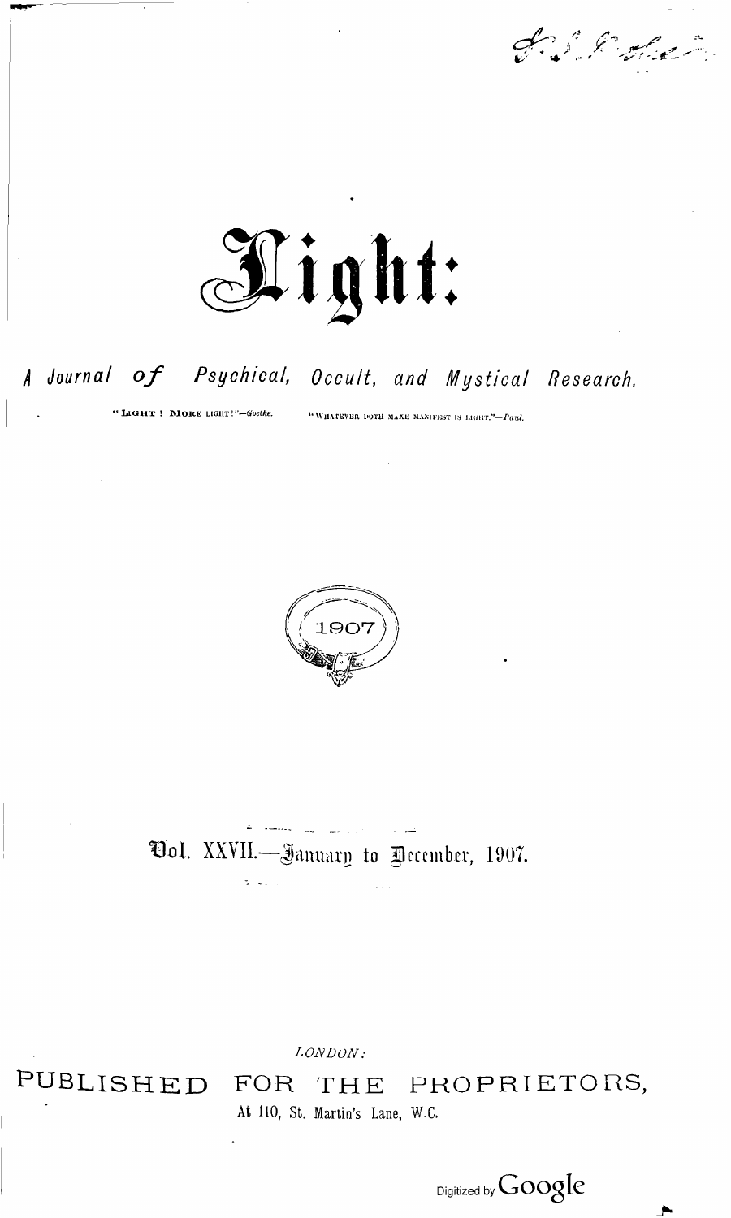# Light:

## A Journal of Psychical, Occult, and Mystical Research.

"LIGHT! MORE LIGHT!"—*Goethe.* "WHATEVER DOTH MAKE MANIFEST IS LIGHT."—*Paul.*

1907

### Vol. XXVII.—January to December, 1907.

*LONDON:*

PUBLISHED FOR THE PROPRIETORS,

At 110, St. Martin's Lane, W.C.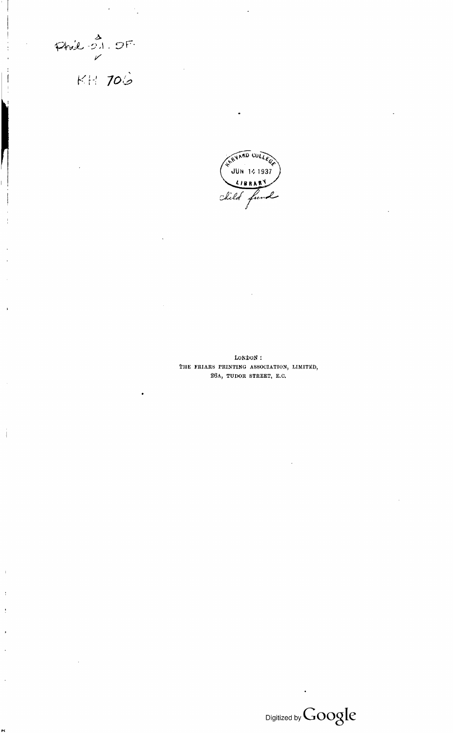Phil 21.5F

KH 706

HARVARD COLLEGE
JUN 14 1937
LIBRARY
Child fund

LONDON:
THE FRIARS PRINTING ASSOCIATION, LIMITED,
26A, TUDOR STREET, E.C.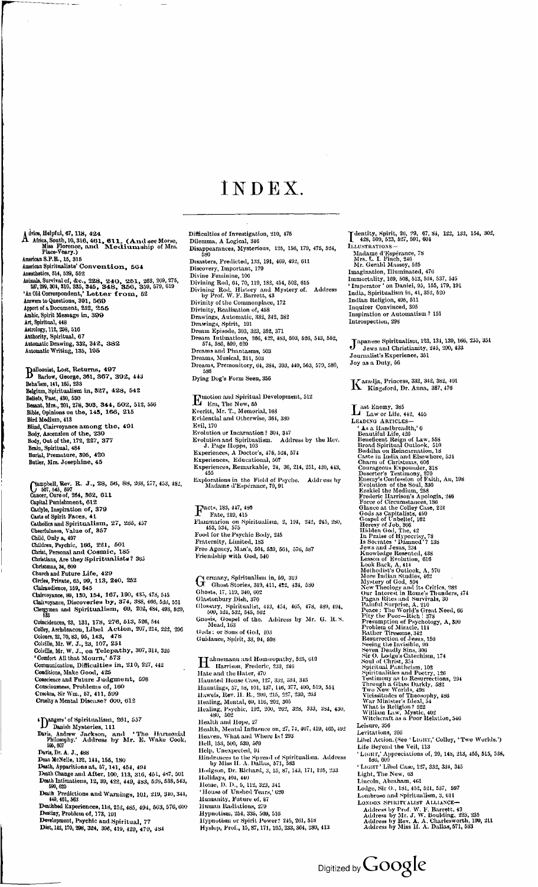# INDEX.

Advice, Helpful, 67, 118, 424
Africa, South, 10, 316, 461, 611. (And see Morse, Miss Florence, and Mediumship of Mrs. Place-Veary.)
American S.P.R., 15, 315
American Spiritualists' Convention, 564
Anaesthetics, 514, 539, 552
Animals, Survival of, &c., 228, 240, 251, 263, 269, 275, 287, 299, 304, 310, 335, 345, 348, 350, 359, 579, 619
'An Old Correspondent,' Letter from, 52
Answers to Questions, 391, 569
Apport of a Document, 252, 255
Arabic, Spirit Message in, 399
Art, Spiritual, 448
Astrology, 112, 298, 516
Authority, Spiritual, 67
Automatic Drawing, 332, 342, 383
Automatic Writing, 135, 195

Balloonist, Lost, Returns, 497
Barlow, George, 361, 367, 392, 443
Beha'ism, 141, 165, 233
Belgium, Spiritualism in, 327, 428, 542
Beliefs, Past, 430, 530
Besant, Mrs., 201, 278, 303, 344, 502, 512, 556
Bible, Opinions on the, 145, 166, 215
Bird Medium, 413
Blind, Clairvoyance among the, 491
Body, Ascension of the, 230
Body, Out of the, 172, 227, 377
Brain, Spiritual, 484
Burial, Premature, 305, 420
Butler, Mrs. Josephine, 45

Campbell, Rev. R. J., 28, 56, 88, 208, 277, 453, 482, 507, 545, 597
Cancer, Cure of, 264, 362, 611
Capital Punishment, 612
Carlyle, Inspiration of, 379
Casts of Spirit Faces, 41
Catholics and Spiritualism, 27, 285, 457
Cheerfulness, Value of, 357
Child, Only a, 497
Children, Psychic, 166, 221, 501
Christ, Personal and Cosmic, 185
Christians, Are they Spiritualists? 365
Christmas, 34, 609
Church and Future Life, 429
Circles, Private, 65, 99, 113, 240, 252
Clairaudience, 159, 545
Clairvoyance, 89, 130, 154, 167, 190, 435, 478, 545
Clairvoyance, Discoveries by, 374, 388, 466, 523, 551
Clergymen and Spiritualism, 60, 202, 484, 493, 520, 533
Coincidences, 23, 131, 178, 276, 513, 526, 544
Colley, Archdeacon, Libel Action, 207, 214, 222, 296
Colours, 22, 70, 83, 95, 143, 478
Colville, Mr. W. J., 23, 107, 251
Colville, Mr. W. J., on Telepathy, 307, 311, 326
'Comfort All that Mourn,' 573
Communication, Difficulties in, 210, 227, 442
Conditions, Make Good, 425
Conscience and Future Judgment, 598
Consciousness, Problems of, 160
Crookes, Sir Wm., 57, 411, 599
Cruelty a Mental Disease? 600, 612

'Dangers' of Spiritualism, 261, 557
Danish Mysteries, 111
Davis, Andrew Jackson, and 'The Harmonial Philosophy.' Address by Mr. E. Wake Cook, 595, 607
Davis, Dr. A. J., 488
Dean McNeile, 132, 144, 156, 180
Death, Apparitions at, 57, 141, 454, 494
Death Change and After, 100, 113, 316, 451, 487, 501
Death Intimations, 12, 39, 422, 440, 483, 526, 538, 543, 599, 620
Death Predictions and Warnings, 101, 219, 310, 344, 449, 461, 563
Deathbed Experiences, 118, 252, 485, 494, 503, 576, 600
Destiny, Problem of, 173, 191
Development, Psychic and Spiritual, 77
Diet, 142, 170, 298, 324, 396, 419, 420, 470, 484

Difficulties of Investigation, 210, 475
Dilemma, A Logical, 346
Disappearances, Mysterious, 125, 156, 179, 475, 524, 580
Disasters, Predicted, 133, 191, 469, 492, 611
Discovery, Important, 179
Divine Feminine, 106
Divining Rod, 64, 70, 119, 182, 454, 502, 615
Divining Rod, History and Mystery of. Address by Prof. W. F. Barrett, 43
Divinity of the Commonplace, 172
Divinity, Realisation of, 458
Drawings, Automatic, 332, 342, 382
Drawings, Spirit, 191
Dream Episode, 303, 323, 352, 371
Dream Intimations, 266, 422, 483, 503, 526, 543, 562, 574, 586, 599, 620
Dreams and Phantasms, 503
Dreams, Musical, 311, 503
Dreams, Premonitory, 64, 384, 393, 440, 563, 579, 580, 598
Dying Dog's Form Seen, 356

Emotion and Spiritual Development, 512
Era, The New, 55
Everitt, Mr. T., Memorial, 168
Evidential and Otherwise, 364, 380
Evil, 170
Evolution or Incarnation? 304, 347
Evolution and Spiritualism. Address by the Rev. J. Page Hopps, 103
Experiences, A Doctor's, 476, 524, 574
Experiences, Educational, 507
Experiences, Remarkable, 24, 36, 214, 251, 420, 443, 455
Explorations in the Field of Psyche. Address by Madame d'Espérance, 79, 91

Facts, 183, 447, 490
Fate, 210, 415
Flammarion on Spiritualism, 2, 194, 242, 245, 280, 453, 534, 575
Food for the Psychic Body, 245
Fraternity, Limited, 183
Free Agency, Man's, 504, 530, 564, 576, 587
Friendship with God, 540

Germany, Spiritualism in, 59, 319
Ghost Stories, 319, 411, 422, 434, 530
Ghosts, 17, 119, 340, 602
Glastonbury Dish, 370
Glossary, Spiritualist, 443, 454, 465, 478, 489, 494, 500, 524, 532, 545, 562
Gnosis, Gospel of the. Address by Mr. G. R. S. Mead, 163
Gods: or Sons of God, 103
Guidance, Spirit, 33, 94, 598

Hahnemann and Homeopathy, 525, 610
Harrison, Frederic, 233, 246
Hate and the Hater, 470
Haunted House Case, 127, 332, 334, 345
Hauntings, 57, 58, 101, 137, 146, 377, 400, 519, 551
Haweis, Rev. H. R., 200, 215, 227, 230, 263
Healing, Mental, 60, 116, 202, 305
Healing, Psychic, 192, 200, 262, 328, 333, 384, 430, 480, 502
Health and Hope, 27
Health, Mental Influence on, 27, 74, 407, 419, 465, 492
Heaven, What and Where Is? 293
Hell, 153, 500, 530, 560
Help, Unexpected, 94
Hindrances to the Spread of Spiritualism. Address by Miss H. A. Dallas, 571, 583
Hodgson, Dr. Richard, 3, 15, 87, 143, 171, 195, 233
Holidays, 404, 440
Home, D. D., 5, 112, 323, 341
'House of Unshed Tears,' 620
Humanity, Future of, 87
Human Radiations, 279
Hypnotism, 254, 335, 509, 516
Hypnotism or Spirit Power? 245, 261, 518
Hyslop, Prof., 15, 87, 171, 195, 233, 364, 380, 413

Identity, Spirit, 26, 29, 67, 84, 122, 132, 154, 302, 428, 509, 523, 527, 591, 604
ILLUSTRATIONS—
- Madame d'Espérance, 78
- Mrs. L. I. Finch, 246
- Mr. Gerald Massey, 525

Imagination, Illuminated, 476
Immortality, 169, 508, 513, 524, 537, 545
'Imperator' on Daniel, 95, 155, 179, 191
India, Spiritualism in, 41, 352, 520
Indian Religion, 495, 511
Inquirer Convinced, 395
Inspiration or Automatism? 151
Introspection, 298

Japanese Spiritualism, 123, 134, 139, 166, 255, 351
Jews and Christianity, 245, 290, 433
Journalist's Experience, 351
Joy as a Duty, 56

Karadja, Princess, 332, 342, 382, 401
Kingsford, Dr. Anna, 387, 476

Last Enemy, 385
Law or Life, 442, 455
LEADING ARTICLES—
- 'As a Handbreadth,' 6
- Beautiful Life, 426
- Beneficent Reign of Law, 558
- Broad Spiritual Outlook, 510
- Buddha on Reincarnation, 18
- Caste in India and Elsewhere, 534
- Charm of Christmas, 606
- Courageous Expounder, 318
- Deserter's Testimony, 270
- Enemy's Confession of Faith, An, 198
- Evolution of the Soul, 330
- Ezekiel the Medium, 258
- Frederic Harrison's Apologia, 246
- Force of Circumstances, 186
- Glance at the Colley Case, 222
- Gods as Capitalists, 450
- Gospel of Unbelief, 162
- Heresy of Job, 366
- Hidden God, The, 42
- In Praise of Hypocrisy, 78
- Is Socrates 'Damned'? 138
- Jews and Jesus, 234
- Knowledge Resented, 438
- Lesson of Evolution, 616
- Look Back, A, 414
- Methodist's Outlook, A, 570
- More Indian Studies, 462
- Mystery of God, 594
- New Theology and its Critics, 282
- Our Interest in Rome's Thunders, 474
- Pagan Rites and Survivals, 30
- Painful Surprise, A, 210
- Peace: The World's Great Need, 66
- Pity the Poor—Rich! 378
- Presumption of Psychology, A, 390
- Problem of Miracle, 114
- Rather Tiresome, 342
- Resurrection of Jesus, 150
- Seeing the Invisible, 90
- Seven Deadly Sins, 306
- Sir O. Lodge's Catechism, 174
- Soul of Christ, 354
- Spiritual Pantheism, 102
- Spiritualities and Poetry, 126
- Testimony as to Resurrections, 294
- Through a Glass Darkly, 582
- Two New Worlds, 498
- Vicissitudes of Theosophy, 486
- War Minister's Ideal, 54
- What is Religion? 522
- William Law, Mystic, 402
- Witchcraft as a Poor Relation, 546

Leisure, 356
Levitations, 260
Libel Action. (See 'LIGHT,' Colley, 'Two Worlds.')
Life Beyond the Veil, 113
'LIGHT,' Appreciations of, 20, 148, 213, 455, 515, 528, 580, 609
'LIGHT' Libel Case, 127, 332, 334, 345
Light, The New, 63
Lincoln, Abraham, 461
Lodge, Sir O., 181, 452, 521, 537, 597
Lombroso and Spiritualism, 3, 611
LONDON SPIRITUALIST ALLIANCE—
- Address by Prof. W. F. Barrett, 43
- Address by Mr. J. W. Boulding, 223, 235
- Address by Rev. A. A. Charlesworth, 199, 211
- Address by Miss H. A. Dallas, 571, 583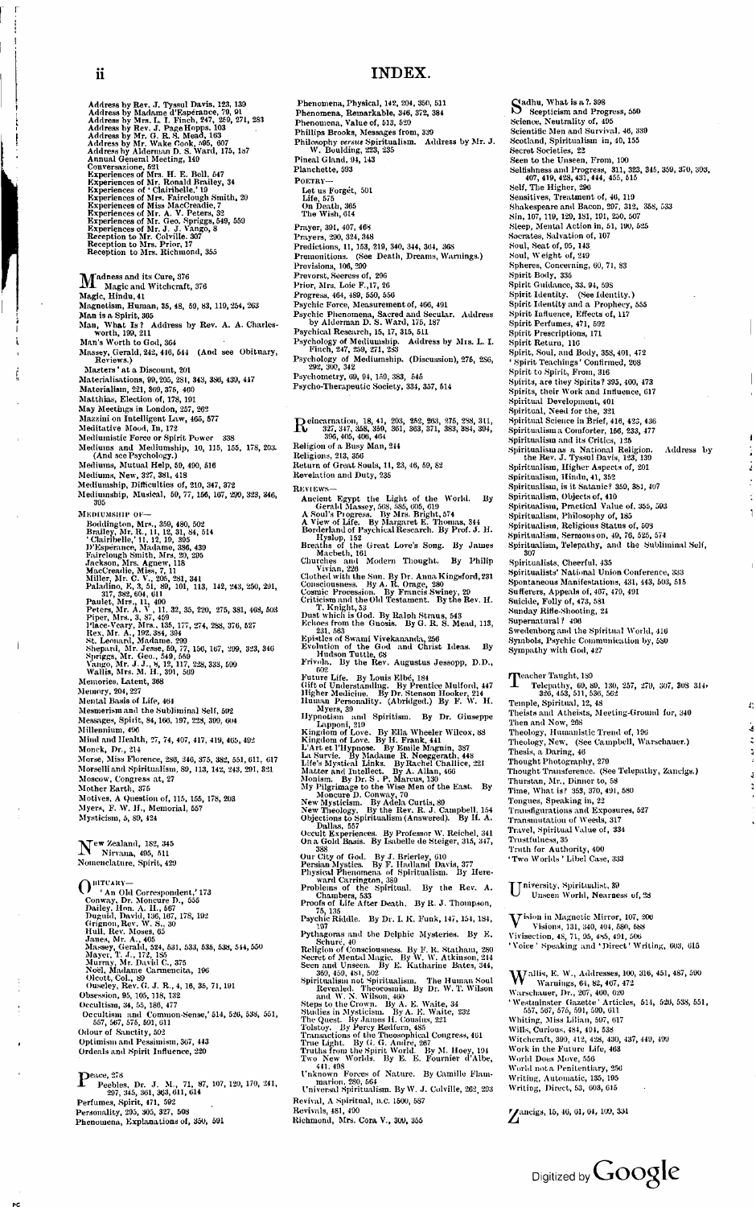# INDEX.

Address by Rev. J. Tyssul Davis, 123, 139
Address by Madame d'Espérance, 79, 91
Address by Mrs. L. I. Finch, 247, 259, 271, 283
Address by Rev. J. Page Hopps, 103
Address by Mr. G. R. S. Mead, 163
Address by Mr. Wake Cook, 595, 607
Address by Alderman D. S. Ward, 175, 187
Annual General Meeting, 149
Conversazione, 521
Experiences of Mrs. H. E. Bell, 547
Experiences of Mr. Ronald Brailey, 34
Experiences of 'Clairibelle,' 19
Experiences of Mrs. Fairclough Smith, 20
Experiences of Miss MacCreadie, 7
Experiences of Mr. A. V. Peters, 32
Experiences of Mr. Geo. Spriggs, 549, 559
Experiences of Mr. J. J. Vango, 8
Reception to Mr. Colville, 307
Reception to Mrs. Prior, 17
Reception to Mrs. Richmond, 355

Madness and its Cure, 376
Magic and Witchcraft, 376
Magic, Hindu, 41
Magnetism, Human, 35, 48, 59, 83, 119, 254, 263
Man is a Spirit, 305
Man, What Is? Address by Rev. A. A. Charlesworth, 199, 211
Man's Worth to God, 364
Massey, Gerald, 242, 416, 544 (And see Obituary, Reviews.)
'Masters' at a Discount, 201
Materialisations, 99, 205, 281, 343, 380, 439, 447
Materialism, 221, 360, 375, 460
Matthias, Election of, 178, 191
May Meetings in London, 257, 262
Mazzini on Intelligent Law, 465, 577
Meditative Mood, In, 172
Mediumistic Force or Spirit Power 338
Mediums and Mediumship, 10, 115, 155, 178, 203. (And see Psychology.)
Mediums, Mutual Help, 59, 490, 516
Mediums, New, 327, 381, 418
Mediumship, Difficulties of, 210, 347, 372
Mediumship, Musical, 50, 77, 156, 167, 299, 323, 346, 395

MEDIUMSHIP OF—
Boddington, Mrs., 359, 480, 502
Brailey, Mr. R., 11, 12, 31, 84, 514
'Clairibelle,' 11, 12, 19, 395
D'Esperance, Madame, 386, 430
Fairclough Smith, Mrs, 20, 395
Jackson, Mrs. Agnew, 118
MacCreadie, Miss, 7, 11
Miller, Mr. C. V., 205, 281, 341
Paladino, E, 3, 51, 89, 101, 113, 142, 243, 250, 291, 317, 382, 600, 611
Paulet, Mrs., 11, 400
Peters, Mr. A. V., 11, 32, 35, 220, 275, 381, 468, 503
Piper, Mrs., 3, 37, 459
Place-Veary, Mrs., 135, 177, 274, 288, 376, 527
Rex, Mr. A., 192, 384, 394
St. Leonard, Madame, 299
Shepard, Mr. Jesse, 50, 77, 156, 167, 299, 323, 346
Spriggs, Mr. Geo., 549, 559
Vango, Mr. J. J., 8, 12, 117, 228, 333, 599
Wallis, Mrs. M. H., 391, 569
Memories, Latent, 368
Memory, 204, 227
Mental Basis of Life, 464
Mesmerism and the Subliminal Self, 592
Messages, Spirit, 84, 166, 197, 228, 309, 604
Millennium, 496
Mind and Health, 27, 74, 407, 417, 419, 465, 492
Monck, Dr., 214
Morse, Miss Florence, 280, 346, 375, 382, 551, 611, 617
Morselli and Spiritualism, 89, 113, 142, 243, 201, 321
Moscow, Congress at, 27
Mother Earth, 375
Motives, A Question of, 115, 155, 178, 203
Myers, F. W. H., Memorial, 557
Mysticism, 5, 89, 424

New Zealand, 182, 345
Nirvana, 495, 511
Nomenclature, Spirit, 429

OBITUARY—
'An Old Correspondent,' 173
Conway, Dr. Moncure D., 555
Dailey, Hon. A. H., 567
Duguid, David, 136, 167, 178, 192
Grignon, Rev. W. S., 30
Hull, Rev. Moses, 65
Janes, Mr. A., 405
Massey, Gerald, 524, 531, 533, 535, 538, 544, 550
Mayer, T. J., 172, 185
Murray, Mr. David C., 375
Noël, Madame Carmencita, 196
Olcott, Col., 89
Ouseley, Rev. G. J. R., 4, 16, 35, 71, 191
Obsession, 95, 105, 118, 132
Occultism, 34, 55, 186, 477
Occultism and Common-Sense,' 514, 526, 538, 551, 557, 567, 575, 591, 611
Odour of Sanctity, 502
Optimism and Pessimism, 367, 443
Ordeals and Spirit Influence, 220

Peace, 278
Peebles, Dr. J. M., 71, 87, 107, 120, 170, 241, 297, 345, 361, 363, 611, 614
Perfumes, Spirit, 471, 592
Personality, 295, 305, 327, 508
Phenomena, Explanations of, 350, 591
Phenomena, Physical, 142, 204, 350, 511
Phenomena, Remarkable, 346, 372, 384
Phenomena, Value of, 513, 520
Phillips Brooks, Messages from, 339
Philosophy *versus* Spiritualism. Address by Mr. J. W. Boulding, 223, 235
Pineal Gland, 94, 143
Planchette, 593

POETRY—
Let us Forget, 501
Life, 575
On Death, 365
The Wish, 614

Prayer, 391, 407, 468
Prayers, 290, 324, 348
Predictions, 11, 153, 219, 340, 344, 364, 368
Premonitions. (See Death, Dreams, Warnings.)
Provisions, 106, 290
Prevorst, Seeress of, 296
Prior, Mrs. Loie F., 17, 26
Progress, 464, 489, 550, 556
Psychic Force, Measurement of, 466, 491
Psychic Phenomena, Sacred and Secular. Address by Alderman D. S. Ward, 175, 187
Psychical Research, 15, 17, 315, 511
Psychology of Mediumship. Address by Mrs. L. I. Finch, 247, 259, 271, 283
Psychology of Mediumship. (Discussion), 276, 286, 292, 300, 342
Psychometry, 69, 94, 159, 383, 545
Psycho-Therapeutic Society, 334, 357, 514

Reincarnation, 18, 41, 203, 252, 263, 275, 288, 311, 327, 347, 358, 359, 361, 363, 371, 383, 384, 394, 396, 405, 406, 464
Religion of a Busy Man, 244
Religions, 213, 356
Return of Great Souls, 11, 23, 46, 59, 82
Revelation and Duty, 235

REVIEWS—
Ancient Egypt the Light of the World. By Gerald Massey, 568, 585, 605, 619
A Soul's Progress. By Mrs. Bright, 574
A View of Life. By Margaret E. Thomas, 344
Borderland of Psychical Research. By Prof. J. H. Hyslop, 132
Breaths of the Great Love's Song. By James Macbeth, 161
Churches and Modern Thought. By Philip Vivian, 226
Clothed with the Sun. By Dr. Anna Kingsford, 231
Consciousness. By A. R. Orage, 280
Cosmic Procession. By Francis Swiney, 29
Criticism and the Old Testament. By the Rev. H. T. Knight, 53
Dust which is God. By Ralph Straus, 543
Echoes from the Gnosis. By G. R. S. Mead, 113, 231, 583
Epistles of Swami Vivekananda, 256
Evolution of the God and Christ Ideas. By Hudson Tuttle, 68
Frivola. By the Rev. Augustus Jessopp, D.D., 602
Future Life. By Louis Elbé, 184
Gift of Understanding. By Prentice Mulford, 447
Higher Medicine. By Dr. Stenson Hooker, 214
Human Personality. (Abridged.) By F. W. H. Myers, 39
Hypnotism and Spiritism. By Dr. Giuseppe Lapponi, 219
Kingdom of Love. By Ella Wheeler Wilcox, 88
Kingdom of Love. By H. Frank, 441
L'Art et l'Hypnose. By Emile Magnin, 387
La Survie. By Madame R. Noeggerath, 448
Life's Mystical Links. By Rachel Challice, 221
Matter and Intellect. By A. Allan, 466
Monism. By Dr. S. P. Marcus, 130
My Pilgrimage to the Wise Men of the East. By Moncure D. Conway, 70
New Mysticism. By Adela Curtis, 80
New Theology. By the Rev. R. J. Campbell, 154
Objections to Spiritualism (Answered). By H. A. Dallas, 557
Occult Experiences. By Professor W. Reichel, 341
On a Gold Basis. By Isabelle de Steiger, 315, 347, 388
Our City of God. By J. Brierley, 610
Persian Mystics. By F. Hadland Davis, 377
Physical Phenomena of Spiritualism. By Hereward Carrington, 380
Problems of the Spiritual. By the Rev. A. Chambers, 533
Proofs of Life After Death. By R. J. Thompson, 75, 135
Psychic Riddle. By Dr. I. K. Funk, 147, 154, 184, 207
Pythagoras and the Delphic Mysteries. By E. Schuré, 40
Religion of Consciousness. By F. R. Statham, 280
Secret of Mental Magic. By W. W. Atkinson, 244
Seen and Unseen. By E. Katharine Bates, 344, 360, 459, 481, 502
Spiritualism not Spiritualism. The Human Soul Revealed. Theosomia. By Dr. W. T. Wilson and W. N. Wilson, 460
Steps to the Crown. By A. E. Waite, 34
Studies in Mysticism. By A. E. Waite, 232
The Quest. By James H. Cousins, 221
Tolstoy. By Percy Redfern, 485
Transactions of the Theosophical Congress, 461
True Light. By G. G. Andre, 267
Truths from the Spirit World. By M. Hoey, 194
Two New Worlds. By E. E. Fournier d'Albe, 441, 498
Unknown Forces of Nature. By Camille Flammarion, 280, 564
Universal Spiritualism. By W. J. Colville, 262, 293
Revival, A Spiritual, B.C. 1500, 587
Revivals, 481, 490
Richmond, Mrs. Cora V., 300, 355

Sadhu, What is a? 398
Scepticism and Progress, 550
Science, Neutrality of, 495
Scientific Men and Survival, 46, 330
Scotland, Spiritualism in, 40, 155
Secret Societies, 22
Seen to the Unseen, From, 100
Selfishness and Progress, 311, 323, 345, 359, 370, 393, 407, 419, 428, 431, 444, 455, 515
Self, The Higher, 296
Sensitives, Treatment of, 46, 119
Shakespeare and Bacon, 297, 312, 358, 533
Sin, 107, 119, 129, 181, 191, 250, 507
Sleep, Mental Action in, 51, 190, 525
Socrates, Salvation of, 107
Soul, Seat of, 95, 143
Soul, Weight of, 249
Spheres, Concerning, 60, 71, 83
Spirit Body, 335
Spirit Guidance, 33, 94, 598
Spirit Identity. (See Identity.)
Spirit Identity and a Prophecy, 555
Spirit Influence, Effects of, 117
Spirit Perfumes, 471, 592
Spirit Prescriptions, 171
Spirit Return, 116
Spirit, Soul, and Body, 358, 401, 472
'Spirit Teachings' Confirmed, 208
Spirit to Spirit, From, 316
Spirits, are they Spirits? 395, 400, 473
Spirits, their Work and Influence, 617
Spiritual Development, 401
Spiritual, Need for the, 321
Spiritual Science in Brief, 416, 423, 436
Spiritualism a Comforter, 166, 233, 477
Spiritualism and its Critics, 125
Spiritualism as a National Religion. Address by the Rev. J. Tyssul Davis, 123, 139
Spiritualism, Higher Aspects of, 201
Spiritualism, Hindu, 41, 352
Spiritualism, is it Satanic? 350, 381, 407
Spiritualism, Objects of, 410
Spiritualism, Practical Value of, 355, 593
Spiritualism, Philosophy of, 185
Spiritualism, Religious Status of, 508
Spiritualism, Sermons on, 49, 70, 525, 574
Spiritualism, Telepathy, and the Subliminal Self, 307
Spiritualists, Cheerful, 435
Spiritualists' National Union Conference, 333
Spontaneous Manifestations, 431, 443, 503, 515
Sufferers, Appeals of, 467, 470, 491
Suicide, Folly of, 473, 581
Sunday Rifle-Shooting, 24
Supernatural? 496
Swedenborg and the Spiritual World, 416
Symbols, Psychic Communication by, 580
Sympathy with God, 427

Teacher Taught, 189
Telepathy, 60, 80, 130, 257, 270, 307, 308 314, 320, 453, 511, 536, 562
Temple, Spiritual, 12, 48
Theists and Atheists, Meeting-Ground for, 340
Then and Now, 208
Theology, Humanistic Trend of, 196
Theology, New. (See Campbell, Warschauer.)
Thesis, a Daring, 46
Thought Photography, 270
Thought Transference. (See Telepathy, Zancigs.)
Thurstan, Mr., Dinner to, 58
Time, What is? 353, 370, 491, 580
Tongues, Speaking in, 22
Transfigurations and Exposures, 527
Transmutation of Weeds, 317
Travel, Spiritual Value of, 334
Trustfulness, 35
Truth for Authority, 400
'Two Worlds' Libel Case, 333

University, Spiritualist, 30
Unseen World, Nearness of, 28

Vision in Magnetic Mirror, 107, 206
Visions, 131, 340, 404, 580, 583
Vivisection, 48, 71, 95, 485, 491, 506
'Voice' Speaking and 'Direct' Writing, 603, 615

Wallis, E. W., Addresses, 100, 316, 451, 487, 590
Warnings, 64, 82, 467, 472
Warschauer, Dr., 267, 460, 620
'Westminster Gazette' Articles, 514, 526, 538, 551, 557, 567, 575, 591, 599, 611
Whiting, Miss Lilian, 597, 617
Wills, Curious, 484, 494, 538
Witchcraft, 399, 412, 428, 430, 437, 449, 499
Work in the Future Life, 463
World Does Move, 556
World not a Penitentiary, 256
Writing, Automatic, 135, 195
Writing, Direct, 53, 603, 615

Zancigs, 15, 46, 61, 64, 109, 331